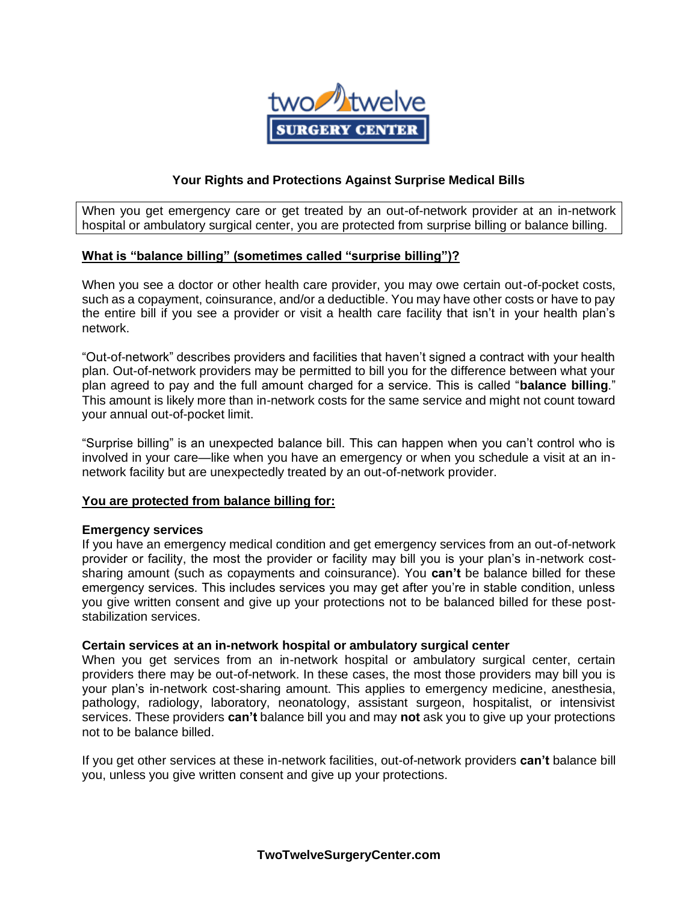two twelve SURGERY CENTER

# Your Rights and Protections Against Surprise Medical Bills

When you get emergency care or get treated by an out-of-network provider at an in-network hospital or ambulatory surgical center, you are protected from surprise billing or balance billing.

## What is "balance billing" (sometimes called "surprise billing")?

When you see a doctor or other health care provider, you may owe certain out-of-pocket costs, such as a copayment, coinsurance, and/or a deductible. You may have other costs or have to pay the entire bill if you see a provider or visit a health care facility that isn't in your health plan's network.

"Out-of-network" describes providers and facilities that haven't signed a contract with your health plan. Out-of-network providers may be permitted to bill you for the difference between what your plan agreed to pay and the full amount charged for a service. This is called "**balance billing**." This amount is likely more than in-network costs for the same service and might not count toward your annual out-of-pocket limit.

"Surprise billing" is an unexpected balance bill. This can happen when you can't control who is involved in your care—like when you have an emergency or when you schedule a visit at an in-network facility but are unexpectedly treated by an out-of-network provider.

## You are protected from balance billing for:

### Emergency services

If you have an emergency medical condition and get emergency services from an out-of-network provider or facility, the most the provider or facility may bill you is your plan's in-network cost-sharing amount (such as copayments and coinsurance). You **can't** be balance billed for these emergency services. This includes services you may get after you're in stable condition, unless you give written consent and give up your protections not to be balanced billed for these post-stabilization services.

### Certain services at an in-network hospital or ambulatory surgical center

When you get services from an in-network hospital or ambulatory surgical center, certain providers there may be out-of-network. In these cases, the most those providers may bill you is your plan's in-network cost-sharing amount. This applies to emergency medicine, anesthesia, pathology, radiology, laboratory, neonatology, assistant surgeon, hospitalist, or intensivist services. These providers **can't** balance bill you and may **not** ask you to give up your protections not to be balance billed.

If you get other services at these in-network facilities, out-of-network providers **can't** balance bill you, unless you give written consent and give up your protections.

**TwoTwelveSurgeryCenter.com**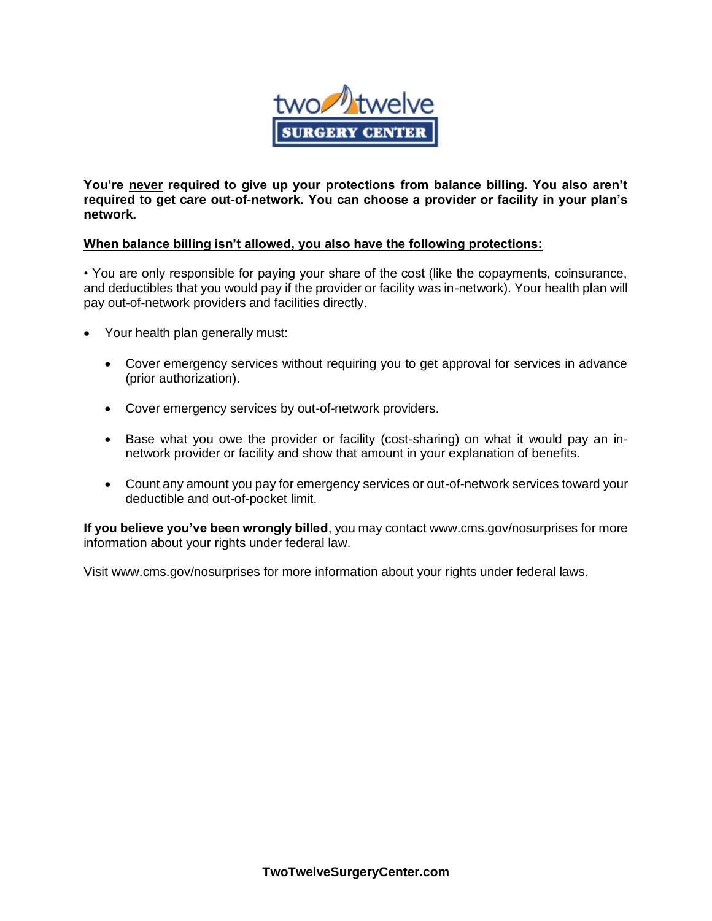**You're <u>never</u> required to give up your protections from balance billing. You also aren't required to get care out-of-network. You can choose a provider or facility in your plan's network.**

**<u>When balance billing isn't allowed, you also have the following protections:</u>**

• You are only responsible for paying your share of the cost (like the copayments, coinsurance, and deductibles that you would pay if the provider or facility was in-network). Your health plan will pay out-of-network providers and facilities directly.

- Your health plan generally must:
  - Cover emergency services without requiring you to get approval for services in advance (prior authorization).
  - Cover emergency services by out-of-network providers.
  - Base what you owe the provider or facility (cost-sharing) on what it would pay an in-network provider or facility and show that amount in your explanation of benefits.
  - Count any amount you pay for emergency services or out-of-network services toward your deductible and out-of-pocket limit.

**If you believe you've been wrongly billed**, you may contact www.cms.gov/nosurprises for more information about your rights under federal law.

Visit www.cms.gov/nosurprises for more information about your rights under federal laws.

**TwoTwelveSurgeryCenter.com**